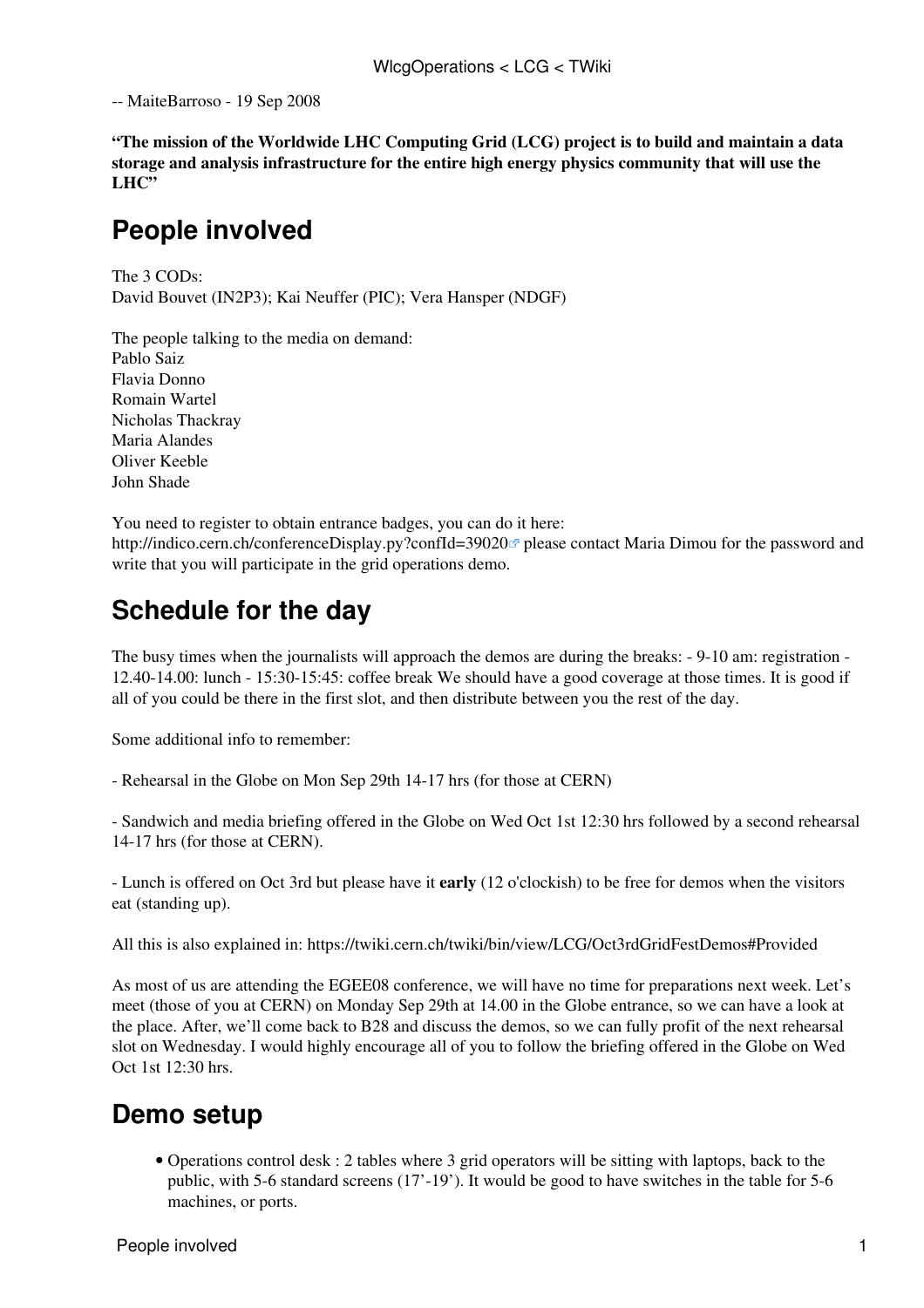-- MaiteBarroso - 19 Sep 2008

**"The mission of the Worldwide LHC Computing Grid (LCG) project is to build and maintain a data storage and analysis infrastructure for the entire high energy physics community that will use the LHC"**

# People involved

The 3 CODs:
David Bouvet (IN2P3); Kai Neuffer (PIC); Vera Hansper (NDGF)

The people talking to the media on demand:
Pablo Saiz
Flavia Donno
Romain Wartel
Nicholas Thackray
Maria Alandes
Oliver Keeble
John Shade

You need to register to obtain entrance badges, you can do it here: http://indico.cern.ch/conferenceDisplay.py?confId=39020 please contact Maria Dimou for the password and write that you will participate in the grid operations demo.

# Schedule for the day

The busy times when the journalists will approach the demos are during the breaks: - 9-10 am: registration - 12.40-14.00: lunch - 15:30-15:45: coffee break We should have a good coverage at those times. It is good if all of you could be there in the first slot, and then distribute between you the rest of the day.

Some additional info to remember:

- Rehearsal in the Globe on Mon Sep 29th 14-17 hrs (for those at CERN)

- Sandwich and media briefing offered in the Globe on Wed Oct 1st 12:30 hrs followed by a second rehearsal 14-17 hrs (for those at CERN).

- Lunch is offered on Oct 3rd but please have it **early** (12 o'clockish) to be free for demos when the visitors eat (standing up).

All this is also explained in: https://twiki.cern.ch/twiki/bin/view/LCG/Oct3rdGridFestDemos#Provided

As most of us are attending the EGEE08 conference, we will have no time for preparations next week. Let's meet (those of you at CERN) on Monday Sep 29th at 14.00 in the Globe entrance, so we can have a look at the place. After, we'll come back to B28 and discuss the demos, so we can fully profit of the next rehearsal slot on Wednesday. I would highly encourage all of you to follow the briefing offered in the Globe on Wed Oct 1st 12:30 hrs.

# Demo setup

- Operations control desk : 2 tables where 3 grid operators will be sitting with laptops, back to the public, with 5-6 standard screens (17'-19'). It would be good to have switches in the table for 5-6 machines, or ports.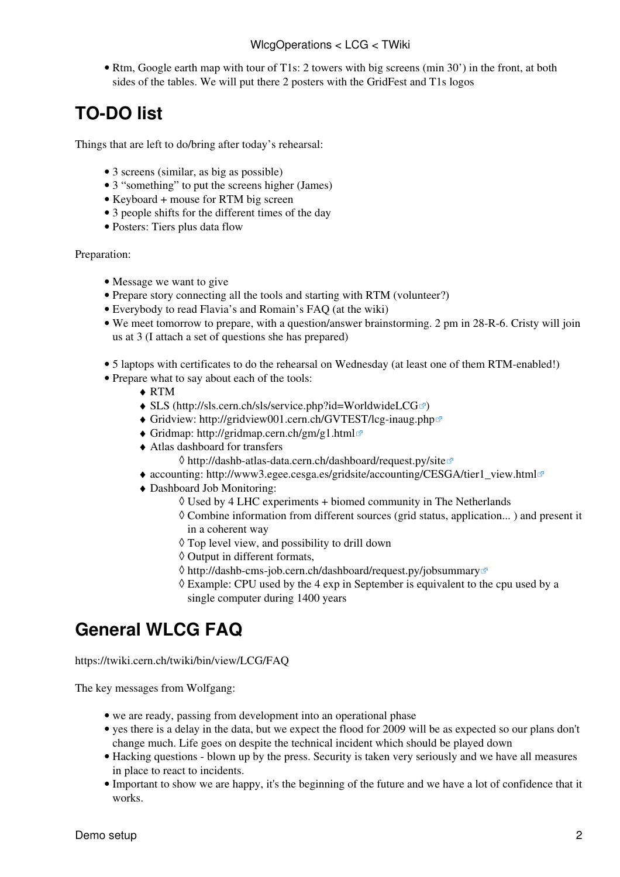- Rtm, Google earth map with tour of T1s: 2 towers with big screens (min 30') in the front, at both sides of the tables. We will put there 2 posters with the GridFest and T1s logos

## TO-DO list

Things that are left to do/bring after today's rehearsal:

- 3 screens (similar, as big as possible)
- 3 "something" to put the screens higher (James)
- Keyboard + mouse for RTM big screen
- 3 people shifts for the different times of the day
- Posters: Tiers plus data flow

Preparation:

- Message we want to give
- Prepare story connecting all the tools and starting with RTM (volunteer?)
- Everybody to read Flavia's and Romain's FAQ (at the wiki)
- We meet tomorrow to prepare, with a question/answer brainstorming. 2 pm in 28-R-6. Cristy will join us at 3 (I attach a set of questions she has prepared)

- 5 laptops with certificates to do the rehearsal on Wednesday (at least one of them RTM-enabled!)
- Prepare what to say about each of the tools:
    - RTM
    - SLS (http://sls.cern.ch/sls/service.php?id=WorldwideLCG)
    - Gridview: http://gridview001.cern.ch/GVTEST/lcg-inaug.php
    - Gridmap: http://gridmap.cern.ch/gm/g1.html
    - Atlas dashboard for transfers
        - http://dashb-atlas-data.cern.ch/dashboard/request.py/site
    - accounting: http://www3.egee.cesga.es/gridsite/accounting/CESGA/tier1_view.html
    - Dashboard Job Monitoring:
        - Used by 4 LHC experiments + biomed community in The Netherlands
        - Combine information from different sources (grid status, application... ) and present it in a coherent way
        - Top level view, and possibility to drill down
        - Output in different formats,
        - http://dashb-cms-job.cern.ch/dashboard/request.py/jobsummary
        - Example: CPU used by the 4 exp in September is equivalent to the cpu used by a single computer during 1400 years

## General WLCG FAQ

https://twiki.cern.ch/twiki/bin/view/LCG/FAQ

The key messages from Wolfgang:

- we are ready, passing from development into an operational phase
- yes there is a delay in the data, but we expect the flood for 2009 will be as expected so our plans don't change much. Life goes on despite the technical incident which should be played down
- Hacking questions - blown up by the press. Security is taken very seriously and we have all measures in place to react to incidents.
- Important to show we are happy, it's the beginning of the future and we have a lot of confidence that it works.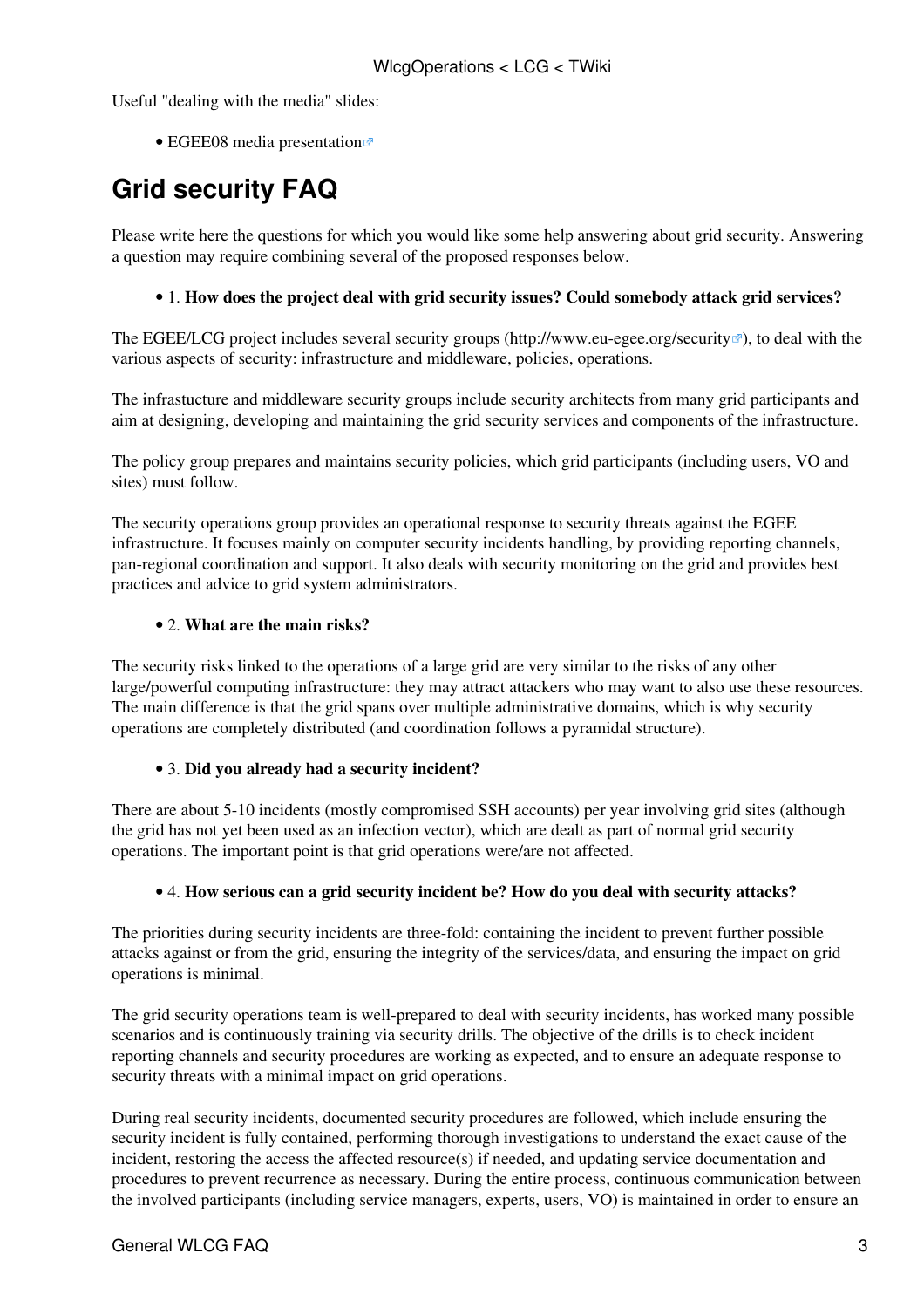Useful "dealing with the media" slides:

- EGEE08 media presentation

# Grid security FAQ

Please write here the questions for which you would like some help answering about grid security. Answering a question may require combining several of the proposed responses below.

- 1. **How does the project deal with grid security issues? Could somebody attack grid services?**

The EGEE/LCG project includes several security groups (http://www.eu-egee.org/security), to deal with the various aspects of security: infrastructure and middleware, policies, operations.

The infrastucture and middleware security groups include security architects from many grid participants and aim at designing, developing and maintaining the grid security services and components of the infrastructure.

The policy group prepares and maintains security policies, which grid participants (including users, VO and sites) must follow.

The security operations group provides an operational response to security threats against the EGEE infrastructure. It focuses mainly on computer security incidents handling, by providing reporting channels, pan-regional coordination and support. It also deals with security monitoring on the grid and provides best practices and advice to grid system administrators.

- 2. **What are the main risks?**

The security risks linked to the operations of a large grid are very similar to the risks of any other large/powerful computing infrastructure: they may attract attackers who may want to also use these resources. The main difference is that the grid spans over multiple administrative domains, which is why security operations are completely distributed (and coordination follows a pyramidal structure).

- 3. **Did you already had a security incident?**

There are about 5-10 incidents (mostly compromised SSH accounts) per year involving grid sites (although the grid has not yet been used as an infection vector), which are dealt as part of normal grid security operations. The important point is that grid operations were/are not affected.

- 4. **How serious can a grid security incident be? How do you deal with security attacks?**

The priorities during security incidents are three-fold: containing the incident to prevent further possible attacks against or from the grid, ensuring the integrity of the services/data, and ensuring the impact on grid operations is minimal.

The grid security operations team is well-prepared to deal with security incidents, has worked many possible scenarios and is continuously training via security drills. The objective of the drills is to check incident reporting channels and security procedures are working as expected, and to ensure an adequate response to security threats with a minimal impact on grid operations.

During real security incidents, documented security procedures are followed, which include ensuring the security incident is fully contained, performing thorough investigations to understand the exact cause of the incident, restoring the access the affected resource(s) if needed, and updating service documentation and procedures to prevent recurrence as necessary. During the entire process, continuous communication between the involved participants (including service managers, experts, users, VO) is maintained in order to ensure an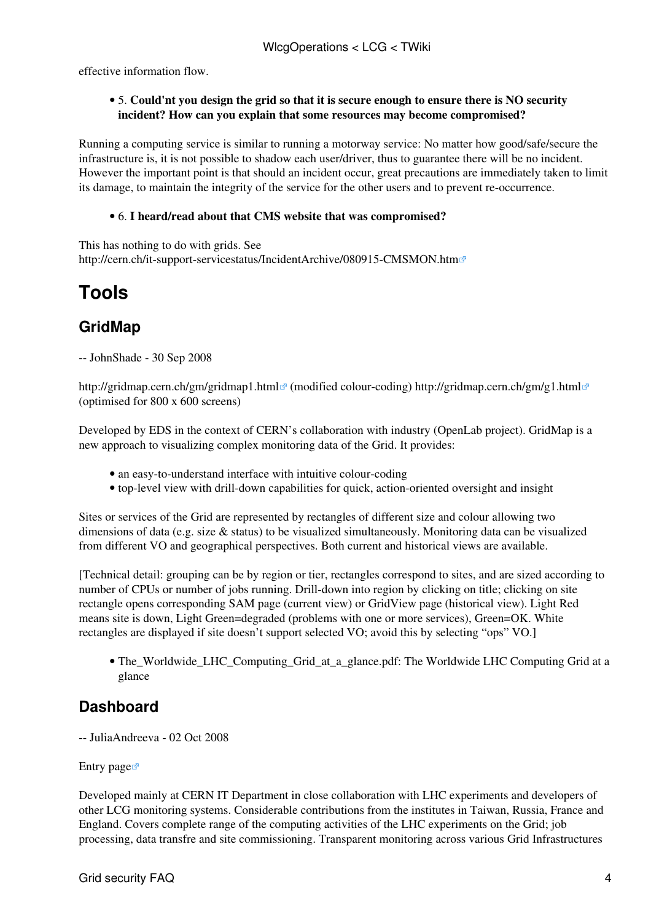effective information flow.

- 5. **Could'nt you design the grid so that it is secure enough to ensure there is NO security incident? How can you explain that some resources may become compromised?**

Running a computing service is similar to running a motorway service: No matter how good/safe/secure the infrastructure is, it is not possible to shadow each user/driver, thus to guarantee there will be no incident. However the important point is that should an incident occur, great precautions are immediately taken to limit its damage, to maintain the integrity of the service for the other users and to prevent re-occurrence.

- 6. **I heard/read about that CMS website that was compromised?**

This has nothing to do with grids. See http://cern.ch/it-support-servicestatus/IncidentArchive/080915-CMSMON.htm

# Tools

## GridMap

-- JohnShade - 30 Sep 2008

http://gridmap.cern.ch/gm/gridmap1.html (modified colour-coding) http://gridmap.cern.ch/gm/g1.html (optimised for 800 x 600 screens)

Developed by EDS in the context of CERN's collaboration with industry (OpenLab project). GridMap is a new approach to visualizing complex monitoring data of the Grid. It provides:

- an easy-to-understand interface with intuitive colour-coding
- top-level view with drill-down capabilities for quick, action-oriented oversight and insight

Sites or services of the Grid are represented by rectangles of different size and colour allowing two dimensions of data (e.g. size & status) to be visualized simultaneously. Monitoring data can be visualized from different VO and geographical perspectives. Both current and historical views are available.

[Technical detail: grouping can be by region or tier, rectangles correspond to sites, and are sized according to number of CPUs or number of jobs running. Drill-down into region by clicking on title; clicking on site rectangle opens corresponding SAM page (current view) or GridView page (historical view). Light Red means site is down, Light Green=degraded (problems with one or more services), Green=OK. White rectangles are displayed if site doesn't support selected VO; avoid this by selecting "ops" VO.]

- The_Worldwide_LHC_Computing_Grid_at_a_glance.pdf: The Worldwide LHC Computing Grid at a glance

## Dashboard

-- JuliaAndreeva - 02 Oct 2008

Entry page

Developed mainly at CERN IT Department in close collaboration with LHC experiments and developers of other LCG monitoring systems. Considerable contributions from the institutes in Taiwan, Russia, France and England. Covers complete range of the computing activities of the LHC experiments on the Grid; job processing, data transfre and site commissioning. Transparent monitoring across various Grid Infrastructures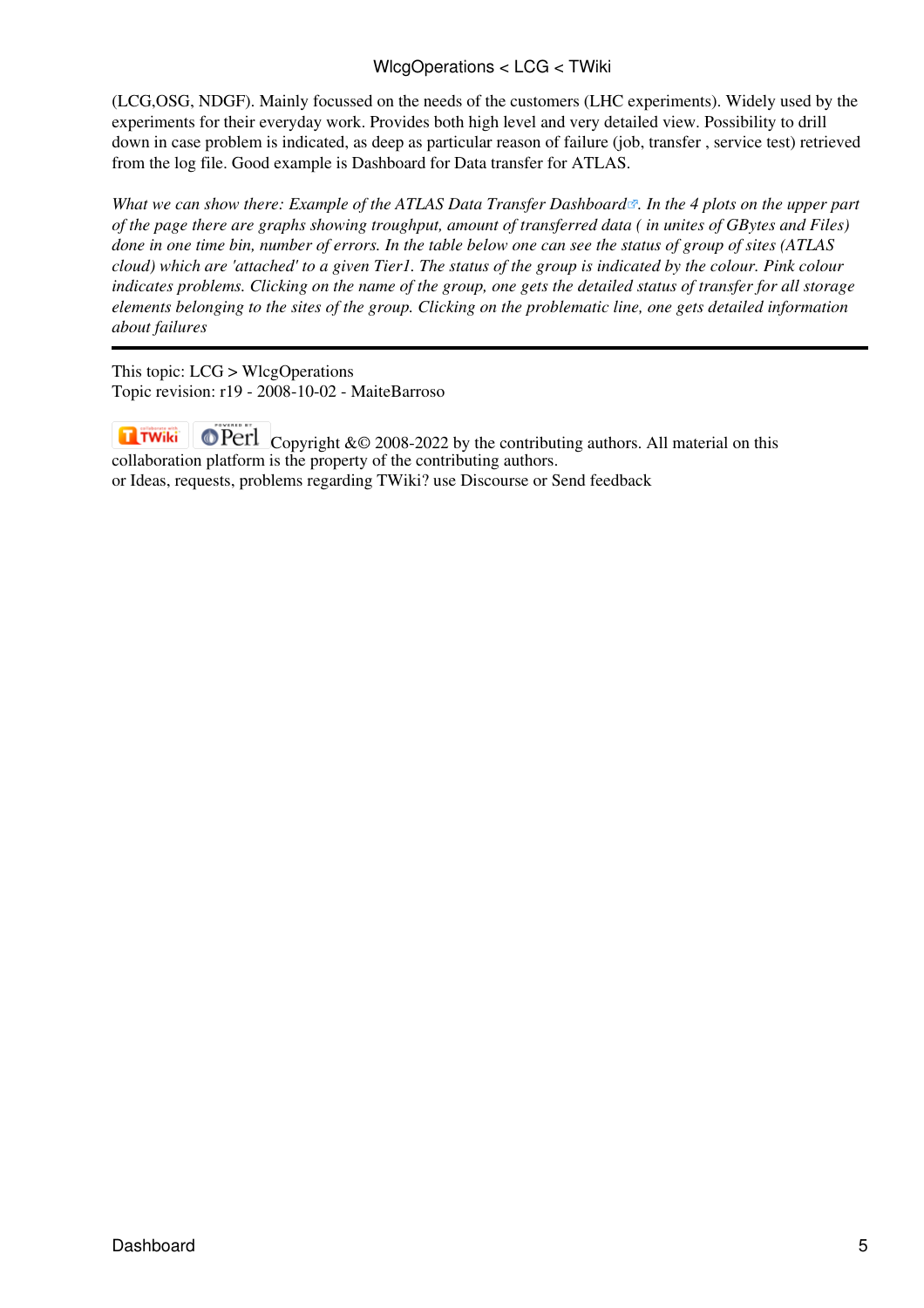(LCG,OSG, NDGF). Mainly focussed on the needs of the customers (LHC experiments). Widely used by the experiments for their everyday work. Provides both high level and very detailed view. Possibility to drill down in case problem is indicated, as deep as particular reason of failure (job, transfer , service test) retrieved from the log file. Good example is Dashboard for Data transfer for ATLAS.

*What we can show there: Example of the ATLAS Data Transfer Dashboard. In the 4 plots on the upper part of the page there are graphs showing troughput, amount of transferred data ( in unites of GBytes and Files) done in one time bin, number of errors. In the table below one can see the status of group of sites (ATLAS cloud) which are 'attached' to a given Tier1. The status of the group is indicated by the colour. Pink colour indicates problems. Clicking on the name of the group, one gets the detailed status of transfer for all storage elements belonging to the sites of the group. Clicking on the problematic line, one gets detailed information about failures*

---

This topic: LCG > WlcgOperations
Topic revision: r19 - 2008-10-02 - MaiteBarroso

Copyright &© 2008-2022 by the contributing authors. All material on this collaboration platform is the property of the contributing authors.
or Ideas, requests, problems regarding TWiki? use Discourse or Send feedback